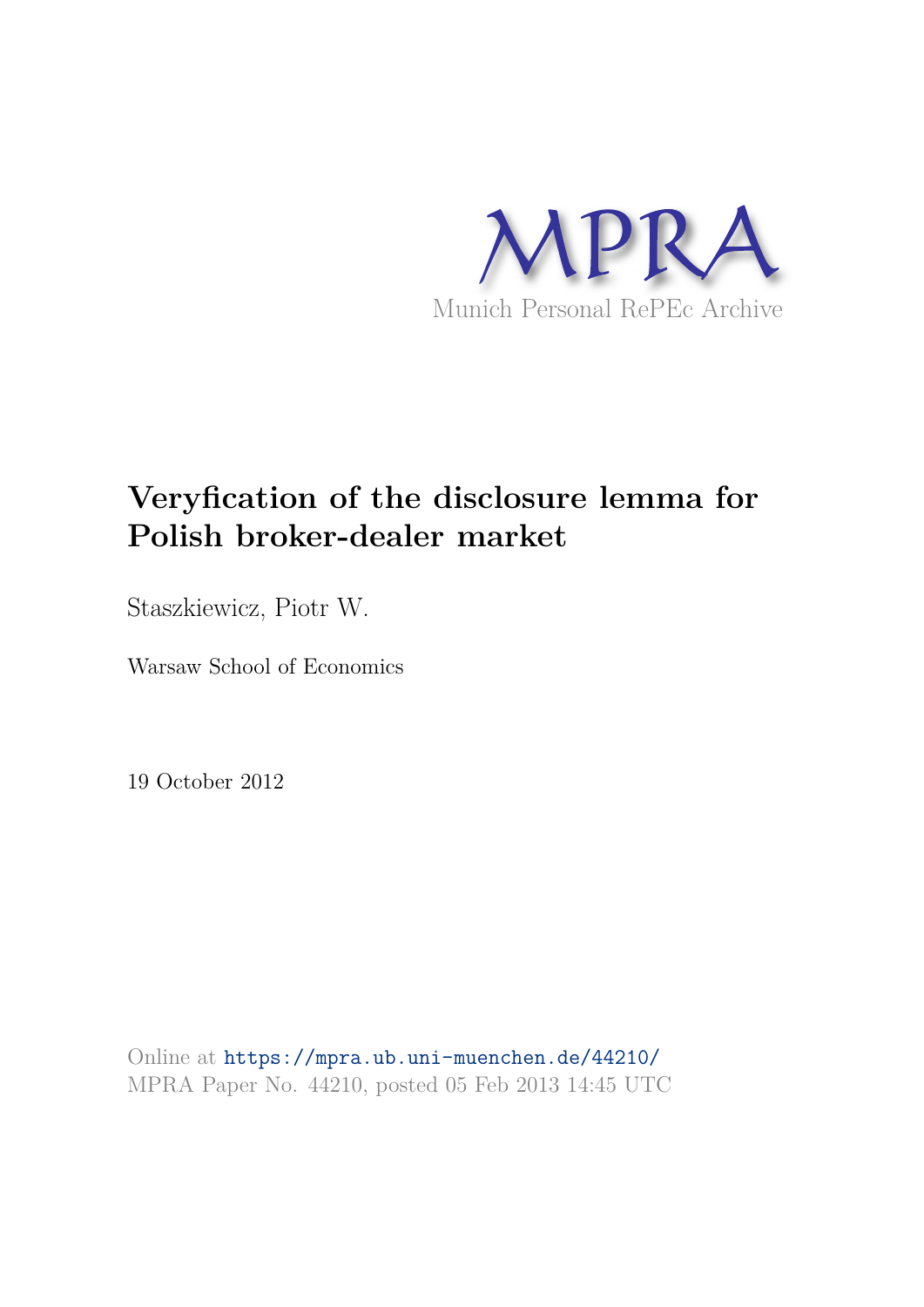MPRA

Munich Personal RePEc Archive

# Veryfication of the disclosure lemma for Polish broker-dealer market

Staszkiewicz, Piotr W.

Warsaw School of Economics

19 October 2012

Online at https://mpra.ub.uni-muenchen.de/44210/
MPRA Paper No. 44210, posted 05 Feb 2013 14:45 UTC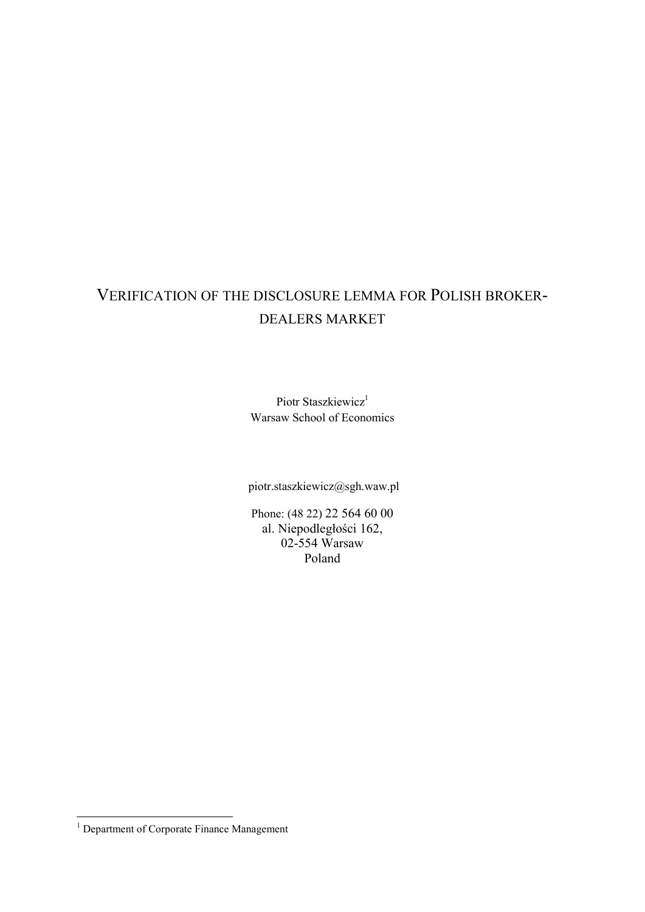# VERIFICATION OF THE DISCLOSURE LEMMA FOR POLISH BROKER-DEALERS MARKET

Piotr Staszkiewicz[1]
Warsaw School of Economics

piotr.staszkiewicz@sgh.waw.pl

Phone: (48 22) 22 564 60 00
al. Niepodległości 162,
02-554 Warsaw
Poland

[1] Department of Corporate Finance Management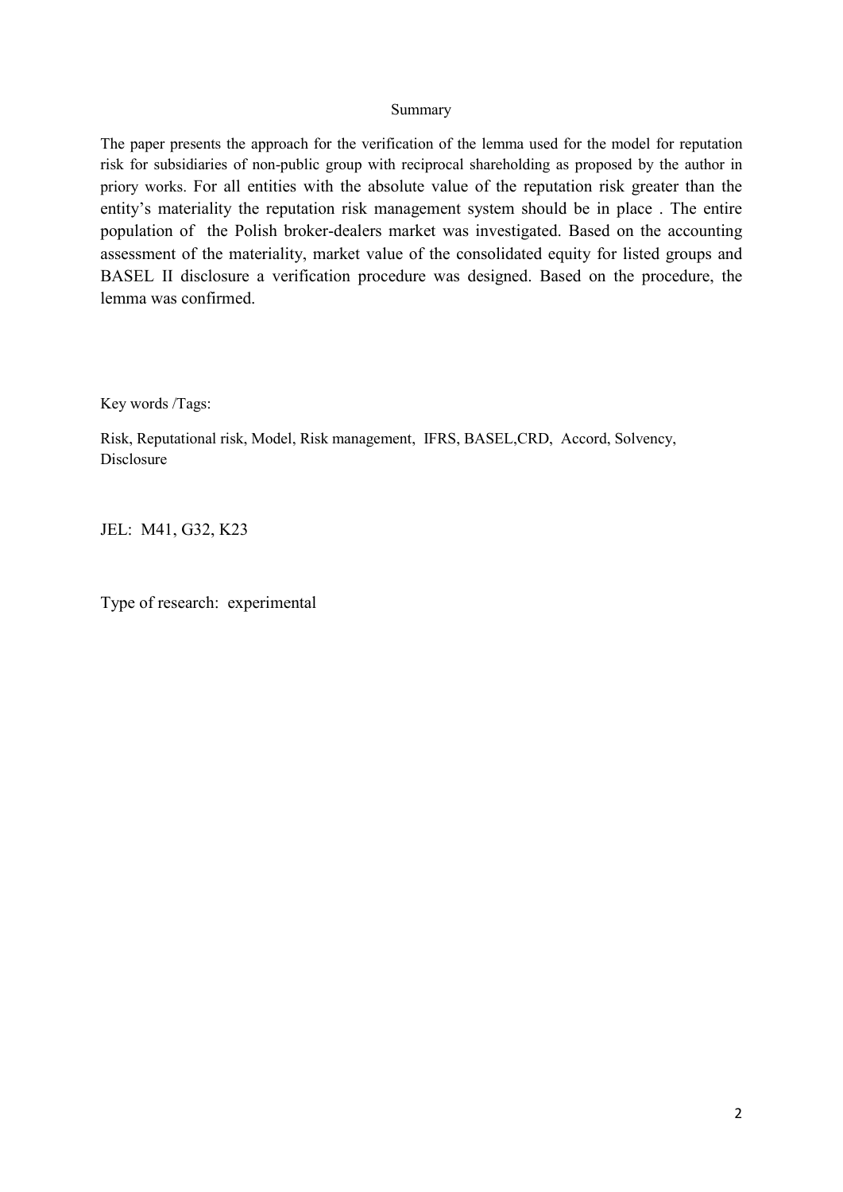Summary

The paper presents the approach for the verification of the lemma used for the model for reputation risk for subsidiaries of non-public group with reciprocal shareholding as proposed by the author in priory works. For all entities with the absolute value of the reputation risk greater than the entity's materiality the reputation risk management system should be in place . The entire population of the Polish broker-dealers market was investigated. Based on the accounting assessment of the materiality, market value of the consolidated equity for listed groups and BASEL II disclosure a verification procedure was designed. Based on the procedure, the lemma was confirmed.

Key words /Tags:

Risk, Reputational risk, Model, Risk management, IFRS, BASEL,CRD, Accord, Solvency, Disclosure

JEL: M41, G32, K23

Type of research: experimental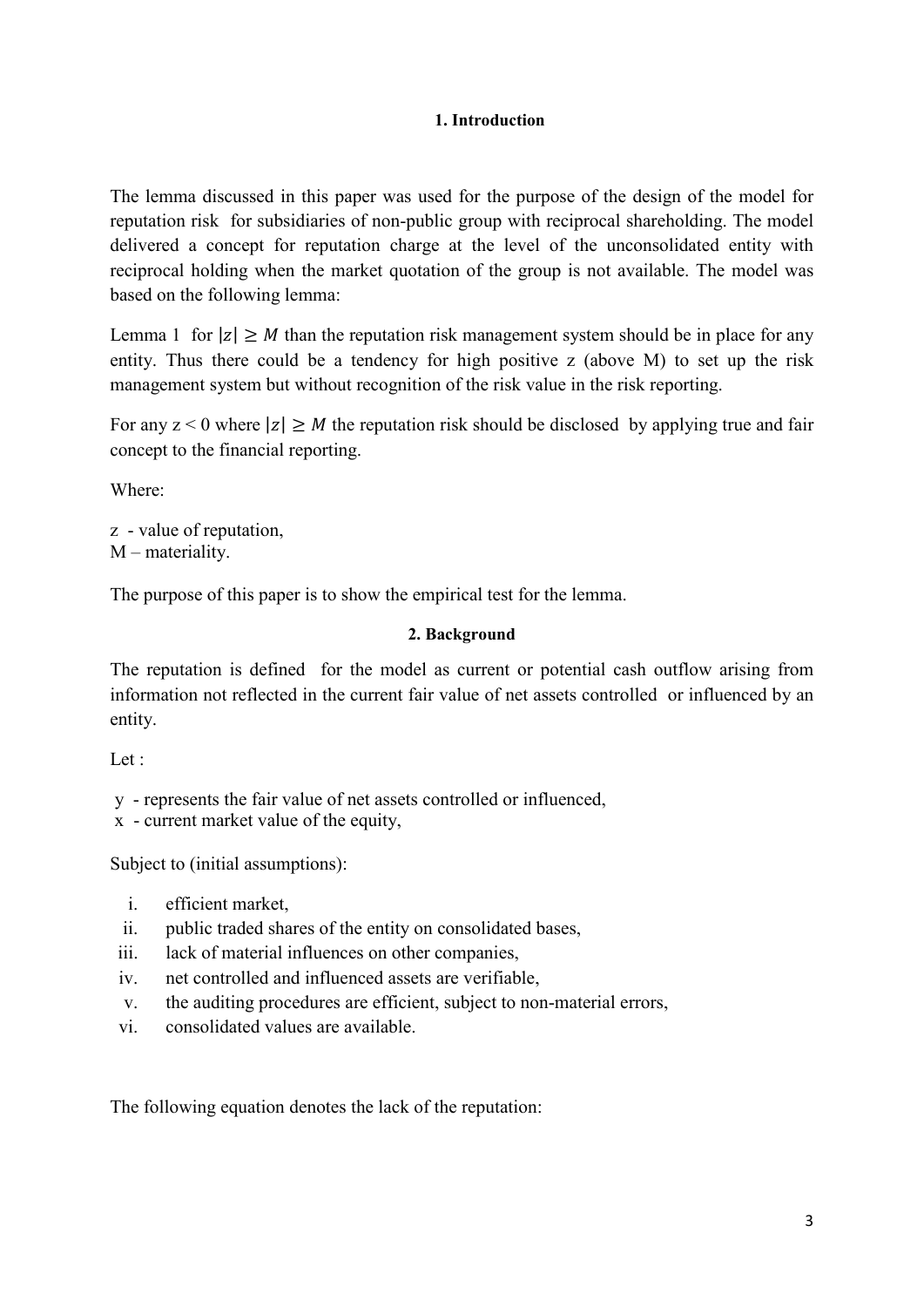#### 1. Introduction

The lemma discussed in this paper was used for the purpose of the design of the model for reputation risk for subsidiaries of non-public group with reciprocal shareholding. The model delivered a concept for reputation charge at the level of the unconsolidated entity with reciprocal holding when the market quotation of the group is not available. The model was based on the following lemma:

Lemma 1 for $|z| \geq M$ than the reputation risk management system should be in place for any entity. Thus there could be a tendency for high positive z (above M) to set up the risk management system but without recognition of the risk value in the risk reporting.

For any $z < 0$ where $|z| \geq M$ the reputation risk should be disclosed by applying true and fair concept to the financial reporting.

Where:

z - value of reputation,
M – materiality.

The purpose of this paper is to show the empirical test for the lemma.

#### 2. Background

The reputation is defined for the model as current or potential cash outflow arising from information not reflected in the current fair value of net assets controlled or influenced by an entity.

Let :

y - represents the fair value of net assets controlled or influenced,
x - current market value of the equity,

Subject to (initial assumptions):

i. efficient market,
ii. public traded shares of the entity on consolidated bases,
iii. lack of material influences on other companies,
iv. net controlled and influenced assets are verifiable,
v. the auditing procedures are efficient, subject to non-material errors,
vi. consolidated values are available.

The following equation denotes the lack of the reputation: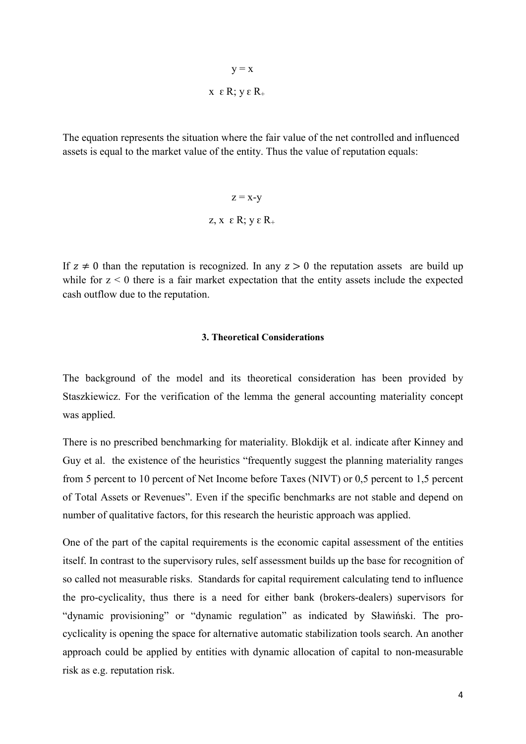$$y = x$$

$$x \in R; y \in R_+$$

The equation represents the situation where the fair value of the net controlled and influenced assets is equal to the market value of the entity. Thus the value of reputation equals:

$$z = x - y$$

$$z, x \in R; y \in R_+$$

If $z \neq 0$ than the reputation is recognized. In any $z > 0$ the reputation assets are build up while for $z < 0$ there is a fair market expectation that the entity assets include the expected cash outflow due to the reputation.

### 3. Theoretical Considerations

The background of the model and its theoretical consideration has been provided by Staszkiewicz. For the verification of the lemma the general accounting materiality concept was applied.

There is no prescribed benchmarking for materiality. Blokdijk et al. indicate after Kinney and Guy et al. the existence of the heuristics "frequently suggest the planning materiality ranges from 5 percent to 10 percent of Net Income before Taxes (NIVT) or 0,5 percent to 1,5 percent of Total Assets or Revenues". Even if the specific benchmarks are not stable and depend on number of qualitative factors, for this research the heuristic approach was applied.

One of the part of the capital requirements is the economic capital assessment of the entities itself. In contrast to the supervisory rules, self assessment builds up the base for recognition of so called not measurable risks. Standards for capital requirement calculating tend to influence the pro-cyclicality, thus there is a need for either bank (brokers-dealers) supervisors for "dynamic provisioning" or "dynamic regulation" as indicated by Sławiński. The pro-cyclicality is opening the space for alternative automatic stabilization tools search. An another approach could be applied by entities with dynamic allocation of capital to non-measurable risk as e.g. reputation risk.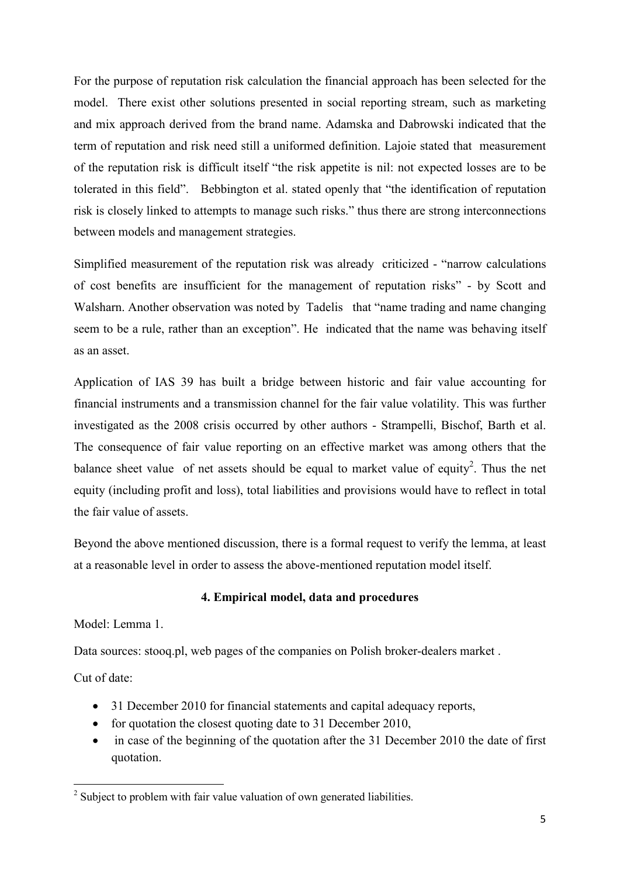For the purpose of reputation risk calculation the financial approach has been selected for the model. There exist other solutions presented in social reporting stream, such as marketing and mix approach derived from the brand name. Adamska and Dabrowski indicated that the term of reputation and risk need still a uniformed definition. Lajoie stated that measurement of the reputation risk is difficult itself "the risk appetite is nil: not expected losses are to be tolerated in this field". Bebbington et al. stated openly that "the identification of reputation risk is closely linked to attempts to manage such risks." thus there are strong interconnections between models and management strategies.

Simplified measurement of the reputation risk was already criticized - "narrow calculations of cost benefits are insufficient for the management of reputation risks" - by Scott and Walsharn. Another observation was noted by Tadelis that "name trading and name changing seem to be a rule, rather than an exception". He indicated that the name was behaving itself as an asset.

Application of IAS 39 has built a bridge between historic and fair value accounting for financial instruments and a transmission channel for the fair value volatility. This was further investigated as the 2008 crisis occurred by other authors - Strampelli, Bischof, Barth et al. The consequence of fair value reporting on an effective market was among others that the balance sheet value of net assets should be equal to market value of equity[2]. Thus the net equity (including profit and loss), total liabilities and provisions would have to reflect in total the fair value of assets.

Beyond the above mentioned discussion, there is a formal request to verify the lemma, at least at a reasonable level in order to assess the above-mentioned reputation model itself.

## 4. Empirical model, data and procedures

Model: Lemma 1.

Data sources: stooq.pl, web pages of the companies on Polish broker-dealers market .

Cut of date:

- 31 December 2010 for financial statements and capital adequacy reports,
- for quotation the closest quoting date to 31 December 2010,
- in case of the beginning of the quotation after the 31 December 2010 the date of first quotation.

[2] Subject to problem with fair value valuation of own generated liabilities.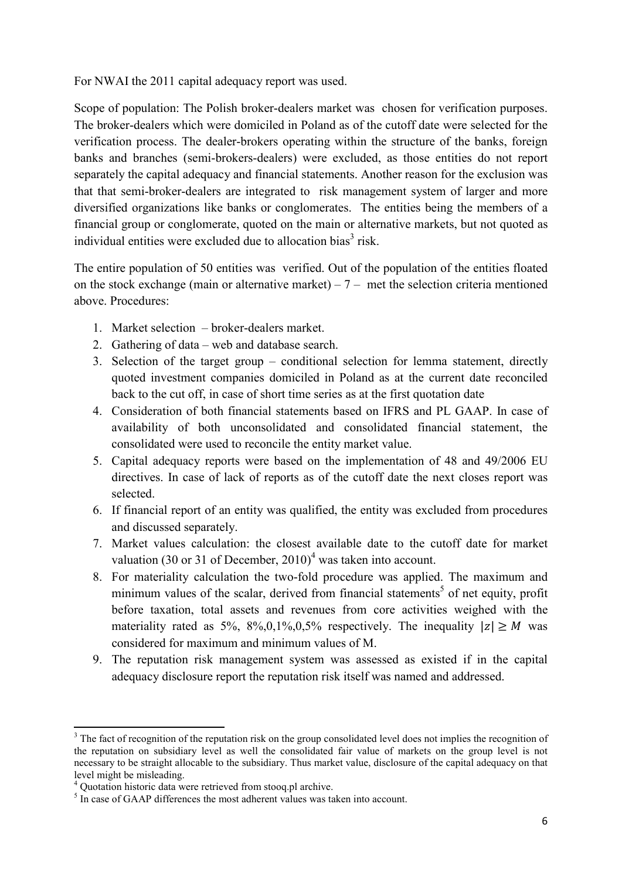For NWAI the 2011 capital adequacy report was used.

Scope of population: The Polish broker-dealers market was chosen for verification purposes. The broker-dealers which were domiciled in Poland as of the cutoff date were selected for the verification process. The dealer-brokers operating within the structure of the banks, foreign banks and branches (semi-brokers-dealers) were excluded, as those entities do not report separately the capital adequacy and financial statements. Another reason for the exclusion was that that semi-broker-dealers are integrated to risk management system of larger and more diversified organizations like banks or conglomerates. The entities being the members of a financial group or conglomerate, quoted on the main or alternative markets, but not quoted as individual entities were excluded due to allocation bias[3] risk.

The entire population of 50 entities was verified. Out of the population of the entities floated on the stock exchange (main or alternative market) – 7 – met the selection criteria mentioned above. Procedures:

1. Market selection – broker-dealers market.
2. Gathering of data – web and database search.
3. Selection of the target group – conditional selection for lemma statement, directly quoted investment companies domiciled in Poland as at the current date reconciled back to the cut off, in case of short time series as at the first quotation date
4. Consideration of both financial statements based on IFRS and PL GAAP. In case of availability of both unconsolidated and consolidated financial statement, the consolidated were used to reconcile the entity market value.
5. Capital adequacy reports were based on the implementation of 48 and 49/2006 EU directives. In case of lack of reports as of the cutoff date the next closes report was selected.
6. If financial report of an entity was qualified, the entity was excluded from procedures and discussed separately.
7. Market values calculation: the closest available date to the cutoff date for market valuation (30 or 31 of December, 2010)[4] was taken into account.
8. For materiality calculation the two-fold procedure was applied. The maximum and minimum values of the scalar, derived from financial statements[5] of net equity, profit before taxation, total assets and revenues from core activities weighed with the materiality rated as 5%, 8%,0,1%,0,5% respectively. The inequality $|z| \geq M$ was considered for maximum and minimum values of M.
9. The reputation risk management system was assessed as existed if in the capital adequacy disclosure report the reputation risk itself was named and addressed.

---

[3] The fact of recognition of the reputation risk on the group consolidated level does not implies the recognition of the reputation on subsidiary level as well the consolidated fair value of markets on the group level is not necessary to be straight allocable to the subsidiary. Thus market value, disclosure of the capital adequacy on that level might be misleading.

[4] Quotation historic data were retrieved from stooq.pl archive.

[5] In case of GAAP differences the most adherent values was taken into account.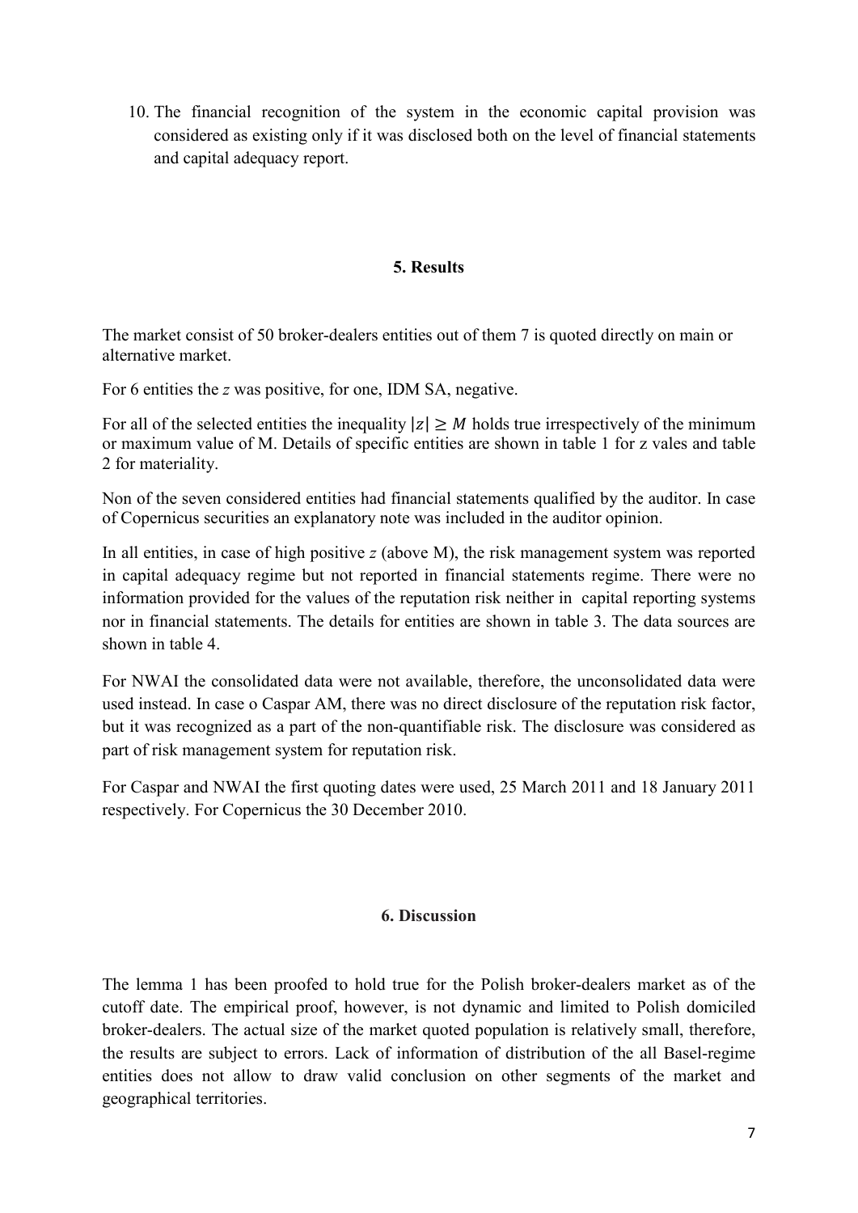10. The financial recognition of the system in the economic capital provision was considered as existing only if it was disclosed both on the level of financial statements and capital adequacy report.

## 5. Results

The market consist of 50 broker-dealers entities out of them 7 is quoted directly on main or alternative market.

For 6 entities the *z* was positive, for one, IDM SA, negative.

For all of the selected entities the inequality $|z| \geq M$ holds true irrespectively of the minimum or maximum value of M. Details of specific entities are shown in table 1 for z vales and table 2 for materiality.

Non of the seven considered entities had financial statements qualified by the auditor. In case of Copernicus securities an explanatory note was included in the auditor opinion.

In all entities, in case of high positive *z* (above M), the risk management system was reported in capital adequacy regime but not reported in financial statements regime. There were no information provided for the values of the reputation risk neither in capital reporting systems nor in financial statements. The details for entities are shown in table 3. The data sources are shown in table 4.

For NWAI the consolidated data were not available, therefore, the unconsolidated data were used instead. In case o Caspar AM, there was no direct disclosure of the reputation risk factor, but it was recognized as a part of the non-quantifiable risk. The disclosure was considered as part of risk management system for reputation risk.

For Caspar and NWAI the first quoting dates were used, 25 March 2011 and 18 January 2011 respectively. For Copernicus the 30 December 2010.

## 6. Discussion

The lemma 1 has been proofed to hold true for the Polish broker-dealers market as of the cutoff date. The empirical proof, however, is not dynamic and limited to Polish domiciled broker-dealers. The actual size of the market quoted population is relatively small, therefore, the results are subject to errors. Lack of information of distribution of the all Basel-regime entities does not allow to draw valid conclusion on other segments of the market and geographical territories.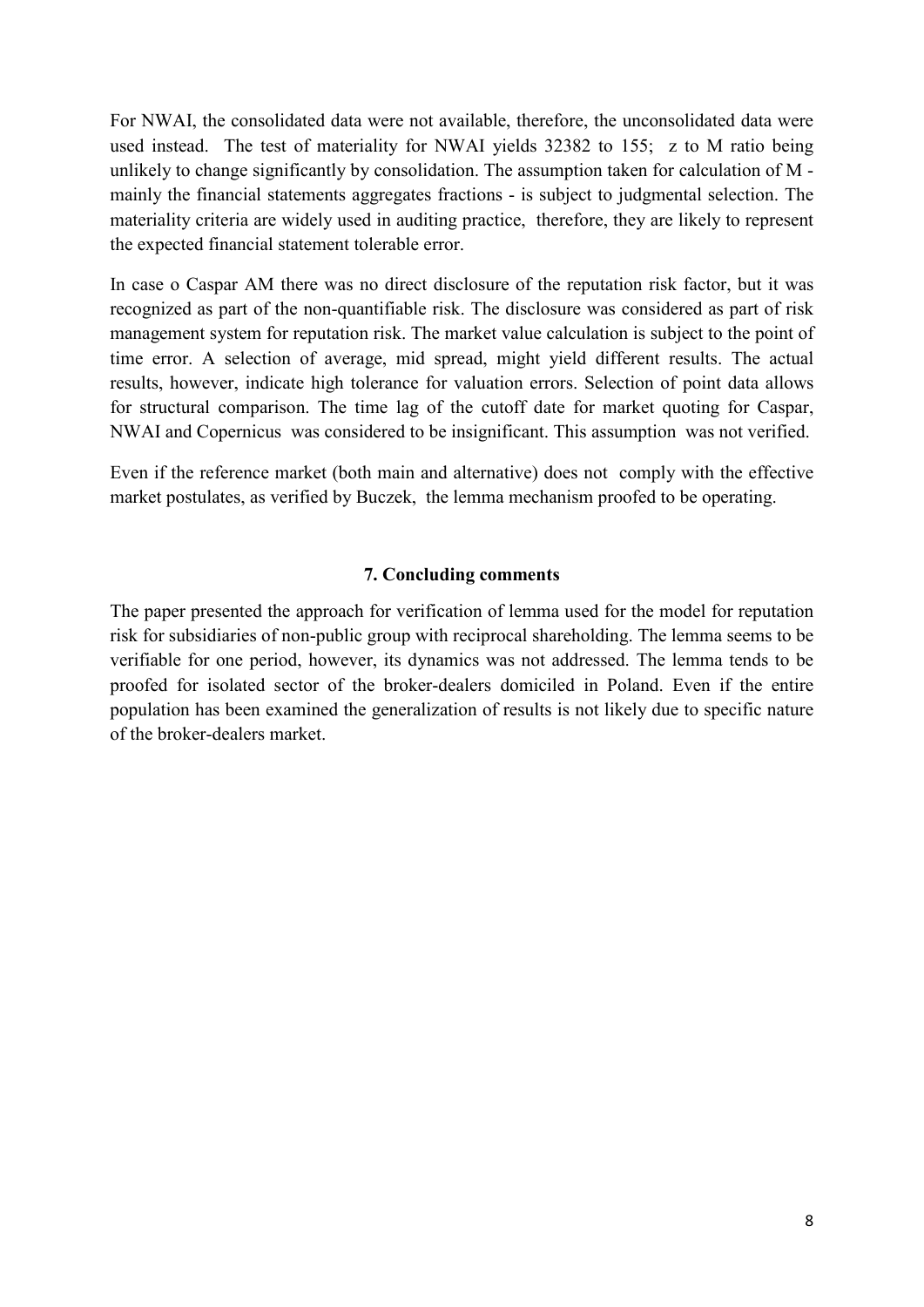For NWAI, the consolidated data were not available, therefore, the unconsolidated data were used instead. The test of materiality for NWAI yields 32382 to 155; z to M ratio being unlikely to change significantly by consolidation. The assumption taken for calculation of M - mainly the financial statements aggregates fractions - is subject to judgmental selection. The materiality criteria are widely used in auditing practice, therefore, they are likely to represent the expected financial statement tolerable error.

In case o Caspar AM there was no direct disclosure of the reputation risk factor, but it was recognized as part of the non-quantifiable risk. The disclosure was considered as part of risk management system for reputation risk. The market value calculation is subject to the point of time error. A selection of average, mid spread, might yield different results. The actual results, however, indicate high tolerance for valuation errors. Selection of point data allows for structural comparison. The time lag of the cutoff date for market quoting for Caspar, NWAI and Copernicus was considered to be insignificant. This assumption was not verified.

Even if the reference market (both main and alternative) does not comply with the effective market postulates, as verified by Buczek, the lemma mechanism proofed to be operating.

## 7. Concluding comments

The paper presented the approach for verification of lemma used for the model for reputation risk for subsidiaries of non-public group with reciprocal shareholding. The lemma seems to be verifiable for one period, however, its dynamics was not addressed. The lemma tends to be proofed for isolated sector of the broker-dealers domiciled in Poland. Even if the entire population has been examined the generalization of results is not likely due to specific nature of the broker-dealers market.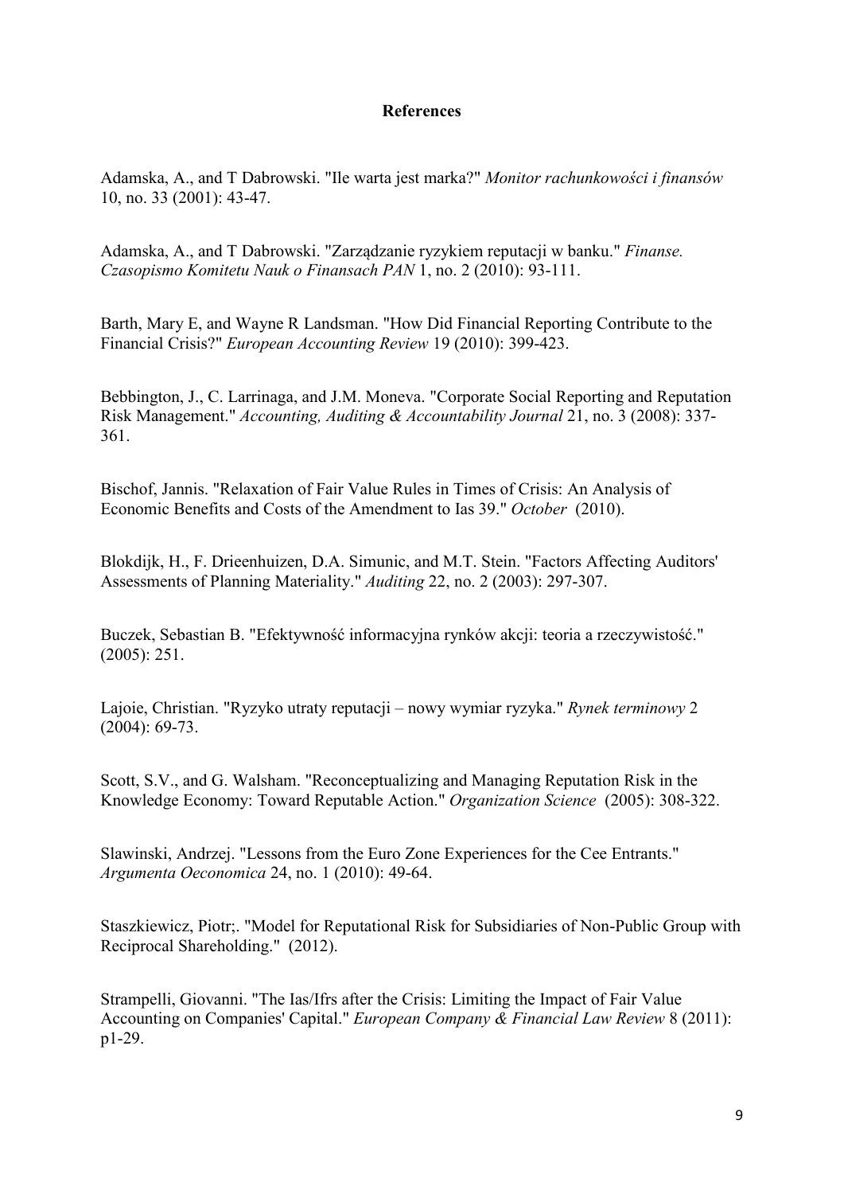# References

Adamska, A., and T Dabrowski. "Ile warta jest marka?" *Monitor rachunkowości i finansów* 10, no. 33 (2001): 43-47.

Adamska, A., and T Dabrowski. "Zarządzanie ryzykiem reputacji w banku." *Finanse. Czasopismo Komitetu Nauk o Finansach PAN* 1, no. 2 (2010): 93-111.

Barth, Mary E, and Wayne R Landsman. "How Did Financial Reporting Contribute to the Financial Crisis?" *European Accounting Review* 19 (2010): 399-423.

Bebbington, J., C. Larrinaga, and J.M. Moneva. "Corporate Social Reporting and Reputation Risk Management." *Accounting, Auditing & Accountability Journal* 21, no. 3 (2008): 337-361.

Bischof, Jannis. "Relaxation of Fair Value Rules in Times of Crisis: An Analysis of Economic Benefits and Costs of the Amendment to Ias 39." *October* (2010).

Blokdijk, H., F. Drieenhuizen, D.A. Simunic, and M.T. Stein. "Factors Affecting Auditors' Assessments of Planning Materiality." *Auditing* 22, no. 2 (2003): 297-307.

Buczek, Sebastian B. "Efektywność informacyjna rynków akcji: teoria a rzeczywistość." (2005): 251.

Lajoie, Christian. "Ryzyko utraty reputacji – nowy wymiar ryzyka." *Rynek terminowy* 2 (2004): 69-73.

Scott, S.V., and G. Walsham. "Reconceptualizing and Managing Reputation Risk in the Knowledge Economy: Toward Reputable Action." *Organization Science* (2005): 308-322.

Slawinski, Andrzej. "Lessons from the Euro Zone Experiences for the Cee Entrants." *Argumenta Oeconomica* 24, no. 1 (2010): 49-64.

Staszkiewicz, Piotr;. "Model for Reputational Risk for Subsidiaries of Non-Public Group with Reciprocal Shareholding." (2012).

Strampelli, Giovanni. "The Ias/Ifrs after the Crisis: Limiting the Impact of Fair Value Accounting on Companies' Capital." *European Company & Financial Law Review* 8 (2011): p1-29.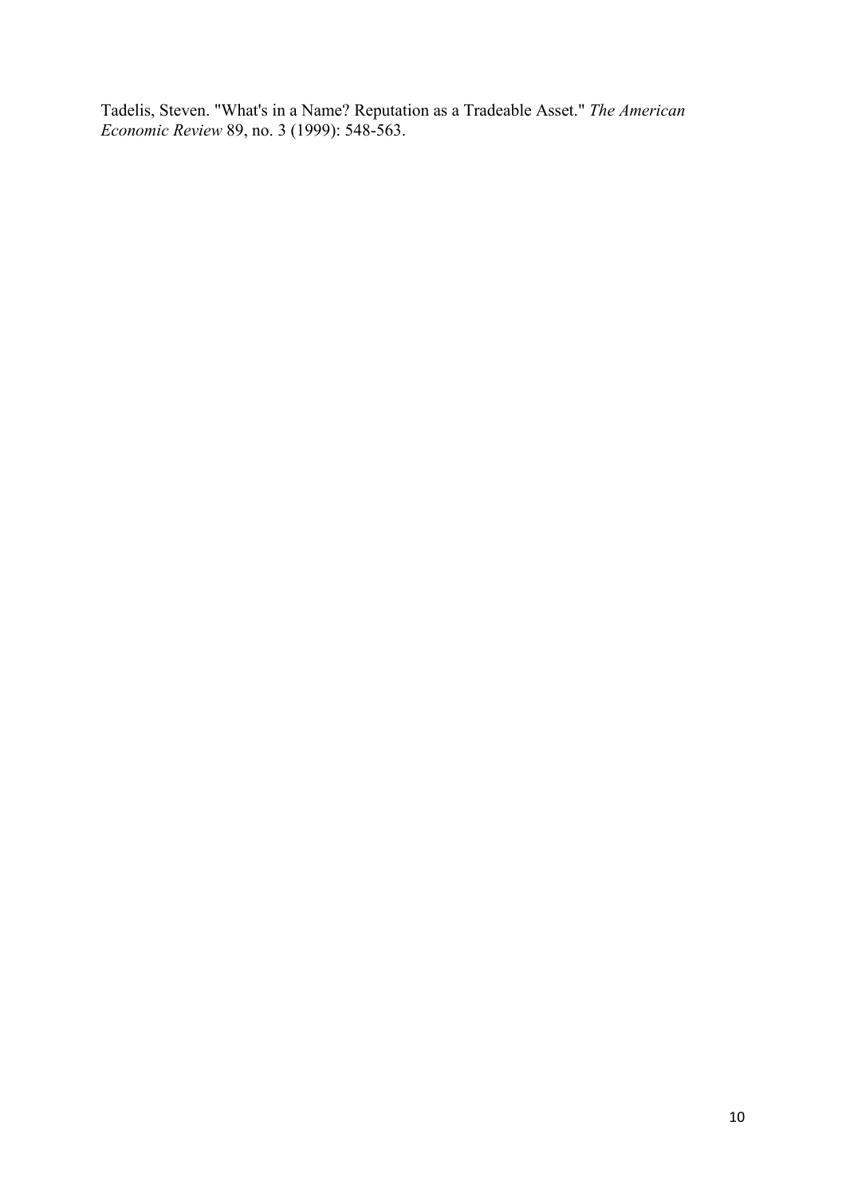Tadelis, Steven. "What's in a Name? Reputation as a Tradeable Asset." *The American Economic Review* 89, no. 3 (1999): 548-563.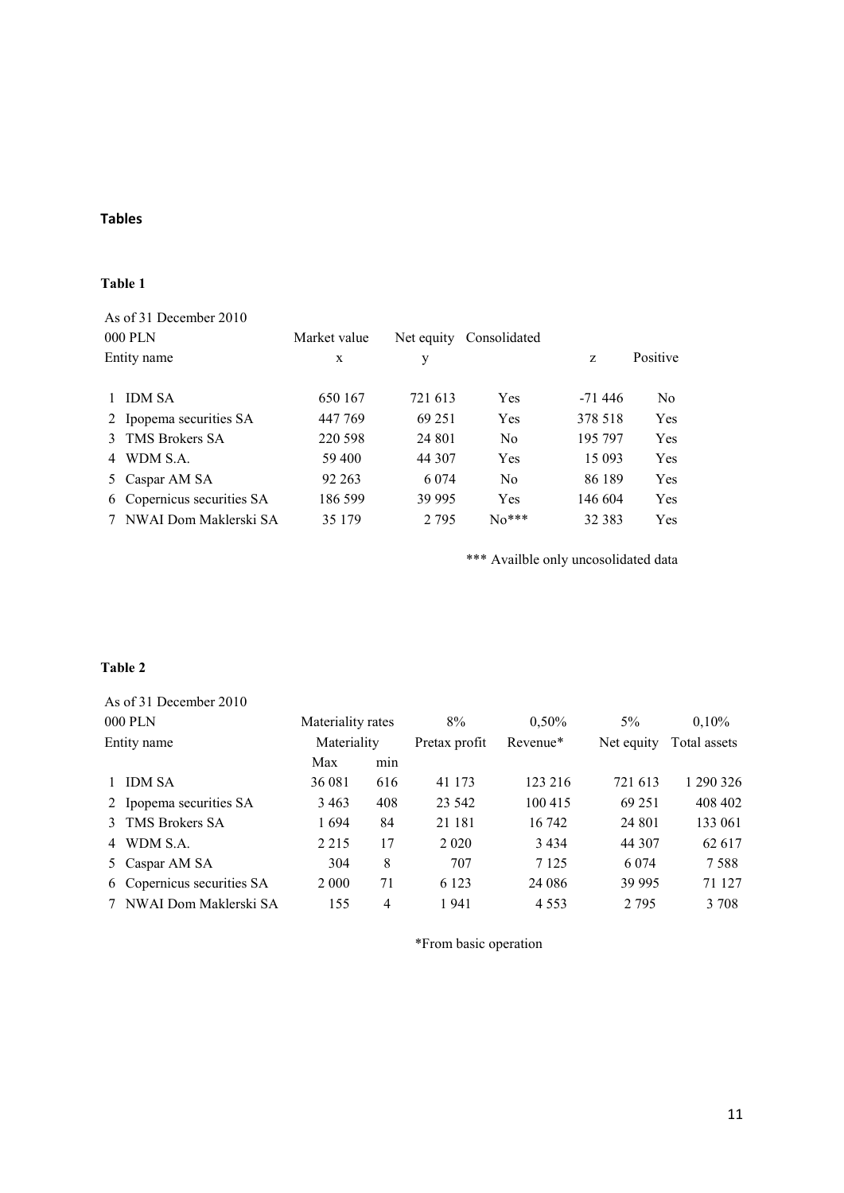## Tables

**Table 1**

| As of 31 December 2010 | | | | | |
|---|---|---|---|---|---|
| 000 PLN | Market value | Net equity | Consolidated | | |
| Entity name | x | y | | z | Positive |
| 1 IDM SA | 650 167 | 721 613 | Yes | -71 446 | No |
| 2 Ipopema securities SA | 447 769 | 69 251 | Yes | 378 518 | Yes |
| 3 TMS Brokers SA | 220 598 | 24 801 | No | 195 797 | Yes |
| 4 WDM S.A. | 59 400 | 44 307 | Yes | 15 093 | Yes |
| 5 Caspar AM SA | 92 263 | 6 074 | No | 86 189 | Yes |
| 6 Copernicus securities SA | 186 599 | 39 995 | Yes | 146 604 | Yes |
| 7 NWAI Dom Maklerski SA | 35 179 | 2 795 | No*** | 32 383 | Yes |

*** Availble only uncosolidated data

**Table 2**

| As of 31 December 2010 | | | | | | |
|---|---|---|---|---|---|---|
| 000 PLN | Materiality rates | | 8% | 0,50% | 5% | 0,10% |
| Entity name | Materiality | | Pretax profit | Revenue* | Net equity | Total assets |
| | Max | min | | | | |
| 1 IDM SA | 36 081 | 616 | 41 173 | 123 216 | 721 613 | 1 290 326 |
| 2 Ipopema securities SA | 3 463 | 408 | 23 542 | 100 415 | 69 251 | 408 402 |
| 3 TMS Brokers SA | 1 694 | 84 | 21 181 | 16 742 | 24 801 | 133 061 |
| 4 WDM S.A. | 2 215 | 17 | 2 020 | 3 434 | 44 307 | 62 617 |
| 5 Caspar AM SA | 304 | 8 | 707 | 7 125 | 6 074 | 7 588 |
| 6 Copernicus securities SA | 2 000 | 71 | 6 123 | 24 086 | 39 995 | 71 127 |
| 7 NWAI Dom Maklerski SA | 155 | 4 | 1 941 | 4 553 | 2 795 | 3 708 |

*From basic operation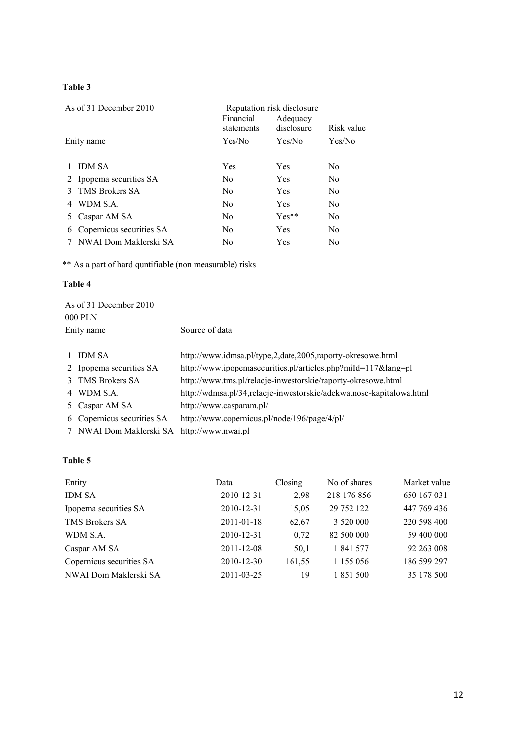**Table 3**

| As of 31 December 2010 | Reputation risk disclosure | | |
|---|---|---|---|
| | Financial statements | Adequacy disclosure | Risk value |
| Enity name | Yes/No | Yes/No | Yes/No |
| 1 IDM SA | Yes | Yes | No |
| 2 Ipopema securities SA | No | Yes | No |
| 3 TMS Brokers SA | No | Yes | No |
| 4 WDM S.A. | No | Yes | No |
| 5 Caspar AM SA | No | Yes** | No |
| 6 Copernicus securities SA | No | Yes | No |
| 7 NWAI Dom Maklerski SA | No | Yes | No |

** As a part of hard quntifiable (non measurable) risks

**Table 4**

| As of 31 December 2010<br>000 PLN<br>Enity name | Source of data |
|---|---|
| 1 IDM SA | http://www.idmsa.pl/type,2,date,2005,raporty-okresowe.html |
| 2 Ipopema securities SA | http://www.ipopemasecurities.pl/articles.php?miId=117&lang=pl |
| 3 TMS Brokers SA | http://www.tms.pl/relacje-inwestorskie/raporty-okresowe.html |
| 4 WDM S.A. | http://wdmsa.pl/34,relacje-inwestorskie/adekwatnosc-kapitalowa.html |
| 5 Caspar AM SA | http://www.casparam.pl/ |
| 6 Copernicus securities SA | http://www.copernicus.pl/node/196/page/4/pl/ |
| 7 NWAI Dom Maklerski SA | http://www.nwai.pl |

**Table 5**

| Entity | Data | Closing | No of shares | Market value |
|---|---|---|---|---|
| IDM SA | 2010-12-31 | 2,98 | 218 176 856 | 650 167 031 |
| Ipopema securities SA | 2010-12-31 | 15,05 | 29 752 122 | 447 769 436 |
| TMS Brokers SA | 2011-01-18 | 62,67 | 3 520 000 | 220 598 400 |
| WDM S.A. | 2010-12-31 | 0,72 | 82 500 000 | 59 400 000 |
| Caspar AM SA | 2011-12-08 | 50,1 | 1 841 577 | 92 263 008 |
| Copernicus securities SA | 2010-12-30 | 161,55 | 1 155 056 | 186 599 297 |
| NWAI Dom Maklerski SA | 2011-03-25 | 19 | 1 851 500 | 35 178 500 |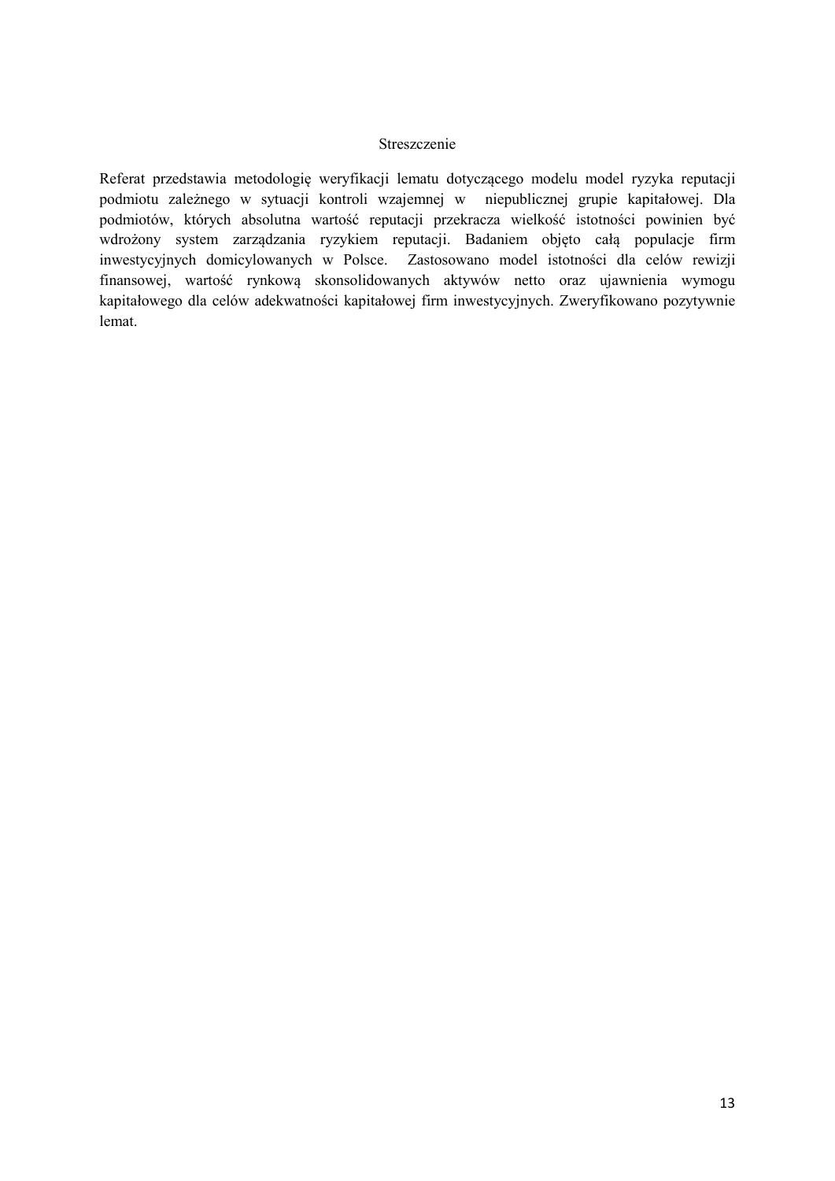## Streszczenie

Referat przedstawia metodologię weryfikacji lematu dotyczącego modelu model ryzyka reputacji podmiotu zależnego w sytuacji kontroli wzajemnej w niepublicznej grupie kapitałowej. Dla podmiotów, których absolutna wartość reputacji przekracza wielkość istotności powinien być wdrożony system zarządzania ryzykiem reputacji. Badaniem objęto całą populacje firm inwestycyjnych domicylowanych w Polsce. Zastosowano model istotności dla celów rewizji finansowej, wartość rynkową skonsolidowanych aktywów netto oraz ujawnienia wymogu kapitałowego dla celów adekwatności kapitałowej firm inwestycyjnych. Zweryfikowano pozytywnie lemat.